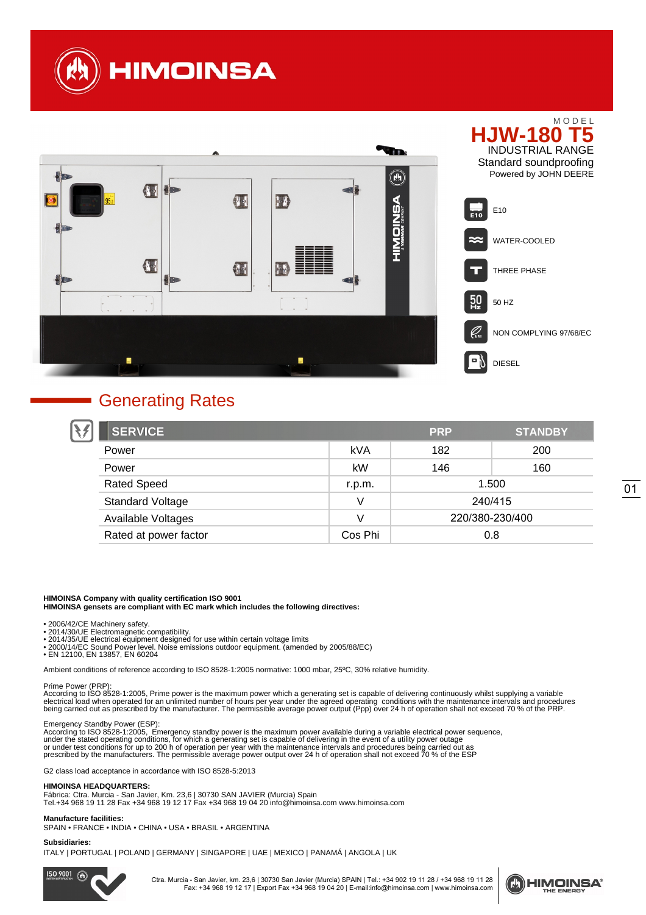# HIMOINSA

MODEL

## HJW-180 T5

INDUSTRIAL RANGE
Standard soundproofing
Powered by JOHN DEERE

- E10
- WATER-COOLED
- THREE PHASE
- 50 HZ
- NON COMPLYING 97/68/EC
- DIESEL

## Generating Rates

| SERVICE | | PRP | STANDBY |
|---|---|---|---|
| Power | kVA | 182 | 200 |
| Power | kW | 146 | 160 |
| Rated Speed | r.p.m. | 1.500 | |
| Standard Voltage | V | 240/415 | |
| Available Voltages | V | 220/380-230/400 | |
| Rated at power factor | Cos Phi | 0.8 | |

**HIMOINSA Company with quality certification ISO 9001**
**HIMOINSA gensets are compliant with EC mark which includes the following directives:**

- 2006/42/CE Machinery safety.
- 2014/30/UE Electromagnetic compatibility.
- 2014/35/UE electrical equipment designed for use within certain voltage limits
- 2000/14/EC Sound Power level. Noise emissions outdoor equipment. (amended by 2005/88/EC)
- EN 12100, EN 13857, EN 60204

Ambient conditions of reference according to ISO 8528-1:2005 normative: 1000 mbar, 25ºC, 30% relative humidity.

Prime Power (PRP):
According to ISO 8528-1:2005, Prime power is the maximum power which a generating set is capable of delivering continuously whilst supplying a variable electrical load when operated for an unlimited number of hours per year under the agreed operating conditions with the maintenance intervals and procedures being carried out as prescribed by the manufacturer. The permissible average power output (Ppp) over 24 h of operation shall not exceed 70 % of the PRP.

Emergency Standby Power (ESP):
According to ISO 8528-1:2005, Emergency standby power is the maximum power available during a variable electrical power sequence, under the stated operating conditions, for which a generating set is capable of delivering in the event of a utility power outage or under test conditions for up to 200 h of operation per year with the maintenance intervals and procedures being carried out as prescribed by the manufacturers. The permissible average power output over 24 h of operation shall not exceed 70 % of the ESP

G2 class load acceptance in accordance with ISO 8528-5:2013

**HIMOINSA HEADQUARTERS:**
Fábrica: Ctra. Murcia - San Javier, Km. 23,6 | 30730 SAN JAVIER (Murcia) Spain
Tel.+34 968 19 11 28 Fax +34 968 19 12 17 Fax +34 968 19 04 20 info@himoinsa.com www.himoinsa.com

**Manufacture facilities:**
SPAIN • FRANCE • INDIA • CHINA • USA • BRASIL • ARGENTINA

**Subsidiaries:**
ITALY | PORTUGAL | POLAND | GERMANY | SINGAPORE | UAE | MEXICO | PANAMÁ | ANGOLA | UK

Ctra. Murcia - San Javier, km. 23,6 | 30730 San Javier (Murcia) SPAIN | Tel.: +34 902 19 11 28 / +34 968 19 11 28
Fax: +34 968 19 12 17 | Export Fax +34 968 19 04 20 | E-mail:info@himoinsa.com | www.himoinsa.com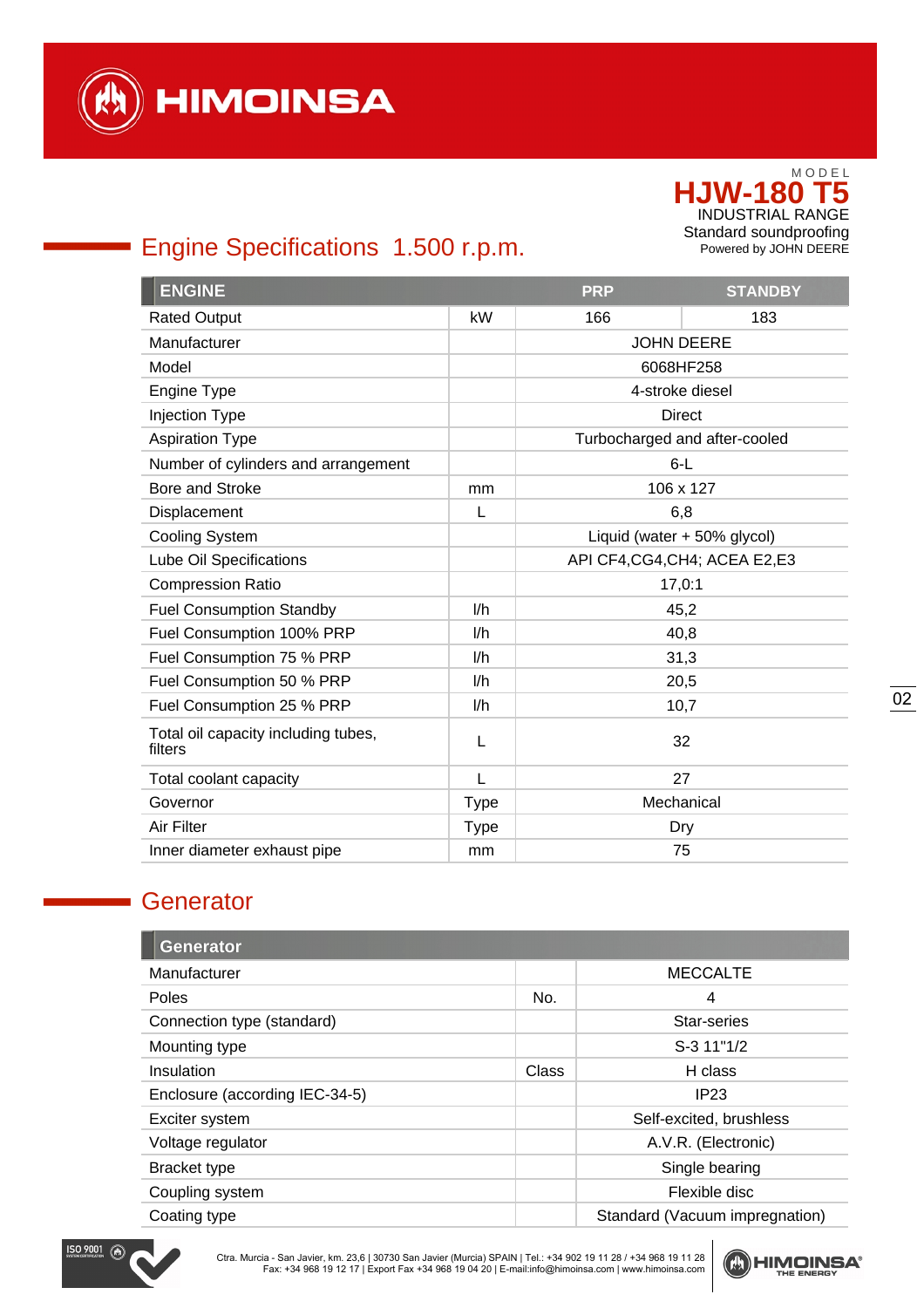MODEL

**HJW-180 T5**

INDUSTRIAL RANGE
Standard soundproofing
Powered by JOHN DEERE

## Engine Specifications 1.500 r.p.m.

| ENGINE | | PRP | STANDBY |
|---|---|---|---|
| Rated Output | kW | 166 | 183 |
| Manufacturer | | JOHN DEERE | |
| Model | | 6068HF258 | |
| Engine Type | | 4-stroke diesel | |
| Injection Type | | Direct | |
| Aspiration Type | | Turbocharged and after-cooled | |
| Number of cylinders and arrangement | | 6-L | |
| Bore and Stroke | mm | 106 x 127 | |
| Displacement | L | 6,8 | |
| Cooling System | | Liquid (water + 50% glycol) | |
| Lube Oil Specifications | | API CF4,CG4,CH4; ACEA E2,E3 | |
| Compression Ratio | | 17,0:1 | |
| Fuel Consumption Standby | l/h | 45,2 | |
| Fuel Consumption 100% PRP | l/h | 40,8 | |
| Fuel Consumption 75 % PRP | l/h | 31,3 | |
| Fuel Consumption 50 % PRP | l/h | 20,5 | |
| Fuel Consumption 25 % PRP | l/h | 10,7 | |
| Total oil capacity including tubes, filters | L | 32 | |
| Total coolant capacity | L | 27 | |
| Governor | Type | Mechanical | |
| Air Filter | Type | Dry | |
| Inner diameter exhaust pipe | mm | 75 | |

## Generator

| Generator | | |
|---|---|---|
| Manufacturer | | MECCALTE |
| Poles | No. | 4 |
| Connection type (standard) | | Star-series |
| Mounting type | | S-3 11"1/2 |
| Insulation | Class | H class |
| Enclosure (according IEC-34-5) | | IP23 |
| Exciter system | | Self-excited, brushless |
| Voltage regulator | | A.V.R. (Electronic) |
| Bracket type | | Single bearing |
| Coupling system | | Flexible disc |
| Coating type | | Standard (Vacuum impregnation) |

Ctra. Murcia - San Javier, km. 23,6 | 30730 San Javier (Murcia) SPAIN | Tel.: +34 902 19 11 28 / +34 968 19 11 28
Fax: +34 968 19 12 17 | Export Fax +34 968 19 04 20 | E-mail:info@himoinsa.com | www.himoinsa.com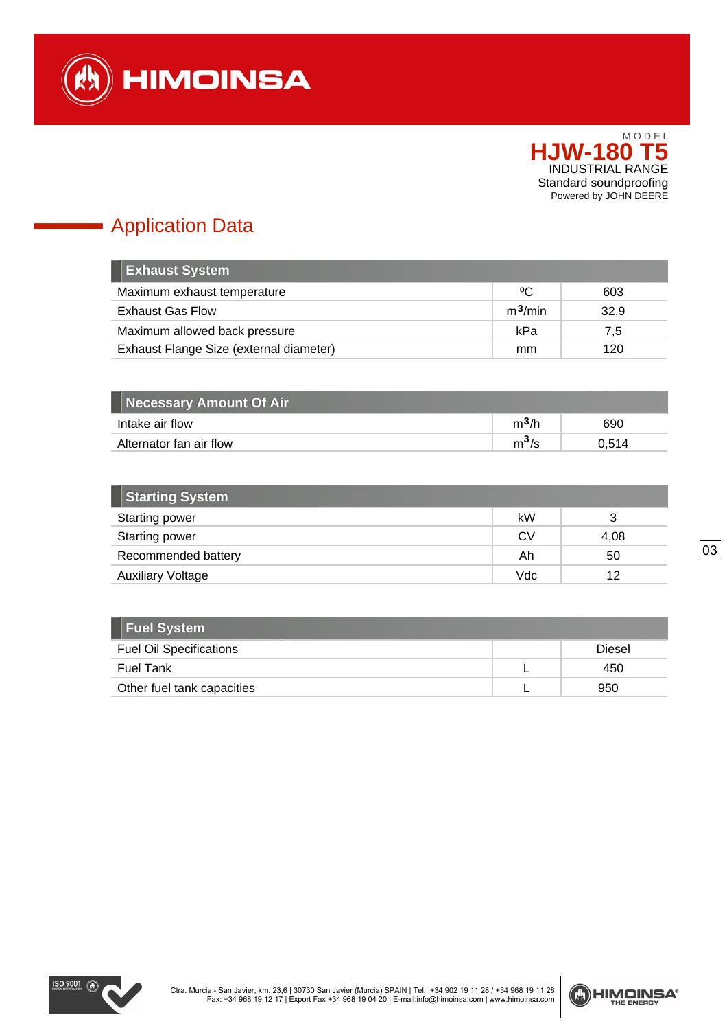MODEL

**HJW-180 T5**

INDUSTRIAL RANGE

Standard soundproofing

Powered by JOHN DEERE

## Application Data

| Exhaust System | | |
|---|---|---|
| Maximum exhaust temperature | ºC | 603 |
| Exhaust Gas Flow | $m^3$/min | 32,9 |
| Maximum allowed back pressure | kPa | 7,5 |
| Exhaust Flange Size (external diameter) | mm | 120 |

| Necessary Amount Of Air | | |
|---|---|---|
| Intake air flow | $m^3$/h | 690 |
| Alternator fan air flow | $m^3$/s | 0,514 |

| Starting System | | |
|---|---|---|
| Starting power | kW | 3 |
| Starting power | CV | 4,08 |
| Recommended battery | Ah | 50 |
| Auxiliary Voltage | Vdc | 12 |

| Fuel System | | |
|---|---|---|
| Fuel Oil Specifications | | Diesel |
| Fuel Tank | L | 450 |
| Other fuel tank capacities | L | 950 |

Ctra. Murcia - San Javier, km. 23,6 | 30730 San Javier (Murcia) SPAIN | Tel.: +34 902 19 11 28 / +34 968 19 11 28
Fax: +34 968 19 12 17 | Export Fax +34 968 19 04 20 | E-mail:info@himoinsa.com | www.himoinsa.com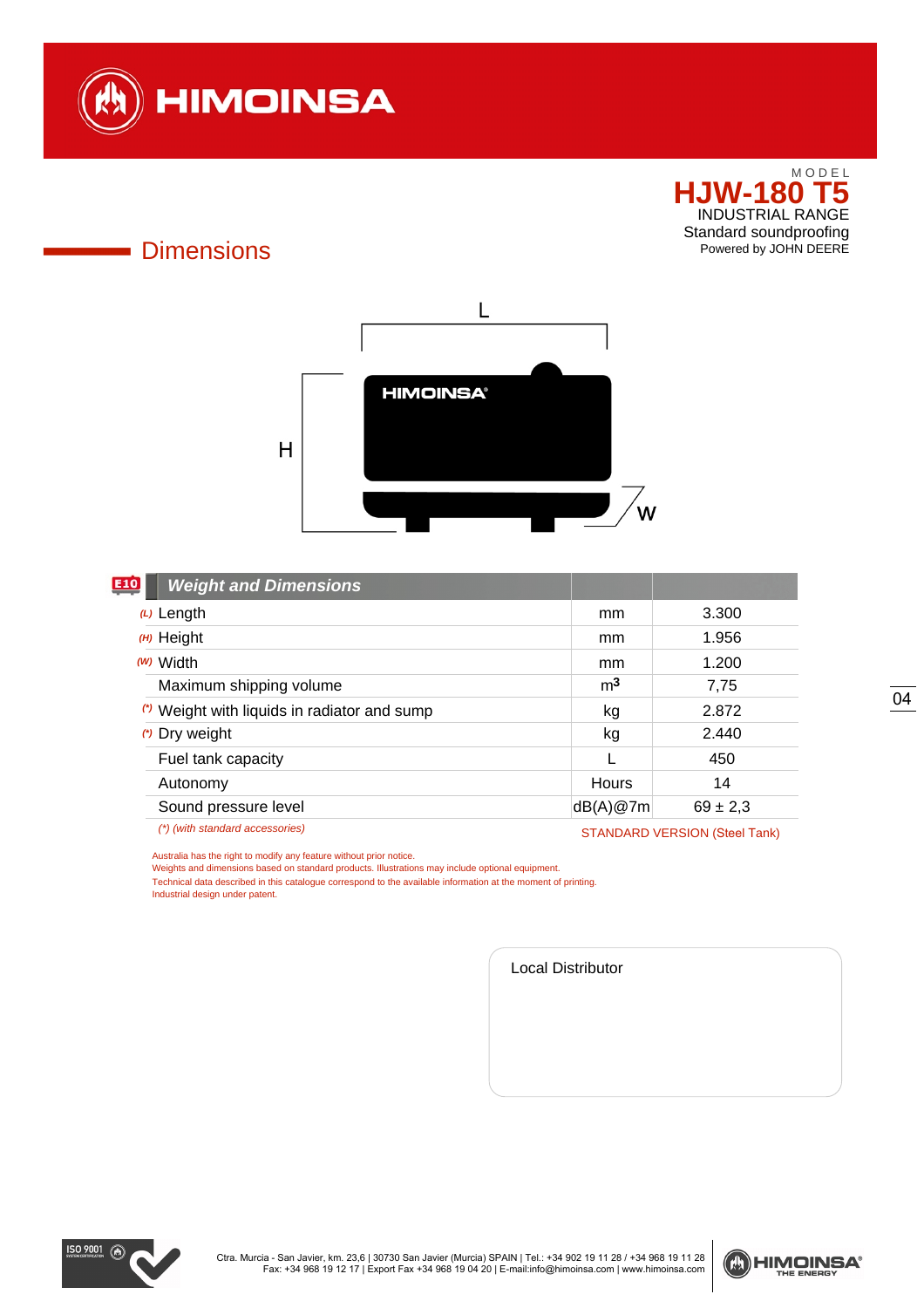MODEL
# HJW-180 T5
INDUSTRIAL RANGE
Standard soundproofing
Powered by JOHN DEERE

## Dimensions

| Weight and Dimensions | | |
|---|---|---|
| (L) Length | mm | 3.300 |
| (H) Height | mm | 1.956 |
| (W) Width | mm | 1.200 |
| Maximum shipping volume | $m^3$ | 7,75 |
| (*) Weight with liquids in radiator and sump | kg | 2.872 |
| (*) Dry weight | kg | 2.440 |
| Fuel tank capacity | L | 450 |
| Autonomy | Hours | 14 |
| Sound pressure level | dB(A)@7m | 69 ± 2,3 |

*(*) (with standard accessories)*

STANDARD VERSION (Steel Tank)

Australia has the right to modify any feature without prior notice.
Weights and dimensions based on standard products. Illustrations may include optional equipment.
Technical data described in this catalogue correspond to the available information at the moment of printing.
Industrial design under patent.

Local Distributor

Ctra. Murcia - San Javier, km. 23,6 | 30730 San Javier (Murcia) SPAIN | Tel.: +34 902 19 11 28 / +34 968 19 11 28
Fax: +34 968 19 12 17 | Export Fax +34 968 19 04 20 | E-mail:info@himoinsa.com | www.himoinsa.com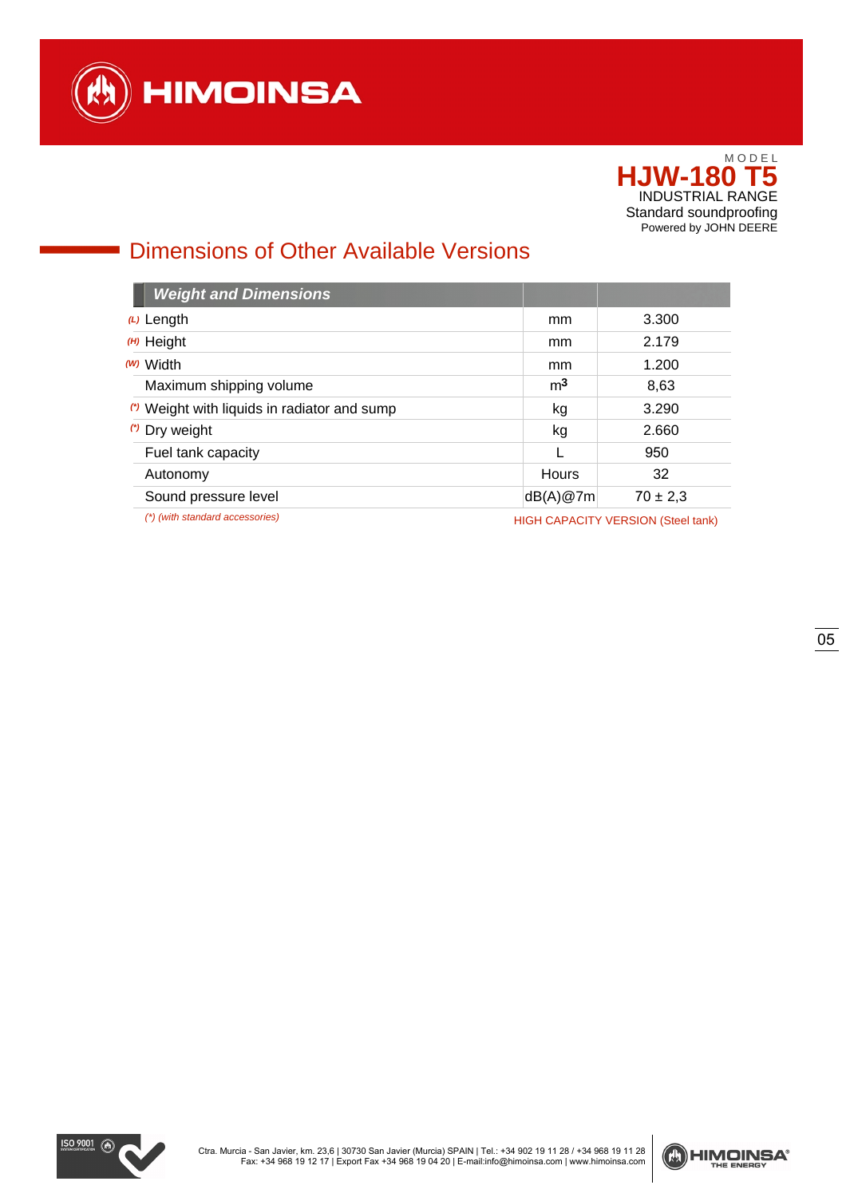MODEL

**HJW-180 T5**

INDUSTRIAL RANGE

Standard soundproofing

Powered by JOHN DEERE

## Dimensions of Other Available Versions

| *Weight and Dimensions* | | |
|---|---|---|
| (L) Length | mm | 3.300 |
| (H) Height | mm | 2.179 |
| (W) Width | mm | 1.200 |
| Maximum shipping volume | $m^3$ | 8,63 |
| (*) Weight with liquids in radiator and sump | kg | 3.290 |
| (*) Dry weight | kg | 2.660 |
| Fuel tank capacity | L | 950 |
| Autonomy | Hours | 32 |
| Sound pressure level | dB(A)@7m | 70 ± 2,3 |

*(*) (with standard accessories)*

HIGH CAPACITY VERSION (Steel tank)

Ctra. Murcia - San Javier, km. 23,6 | 30730 San Javier (Murcia) SPAIN | Tel.: +34 902 19 11 28 / +34 968 19 11 28
Fax: +34 968 19 12 17 | Export Fax +34 968 19 04 20 | E-mail:info@himoinsa.com | www.himoinsa.com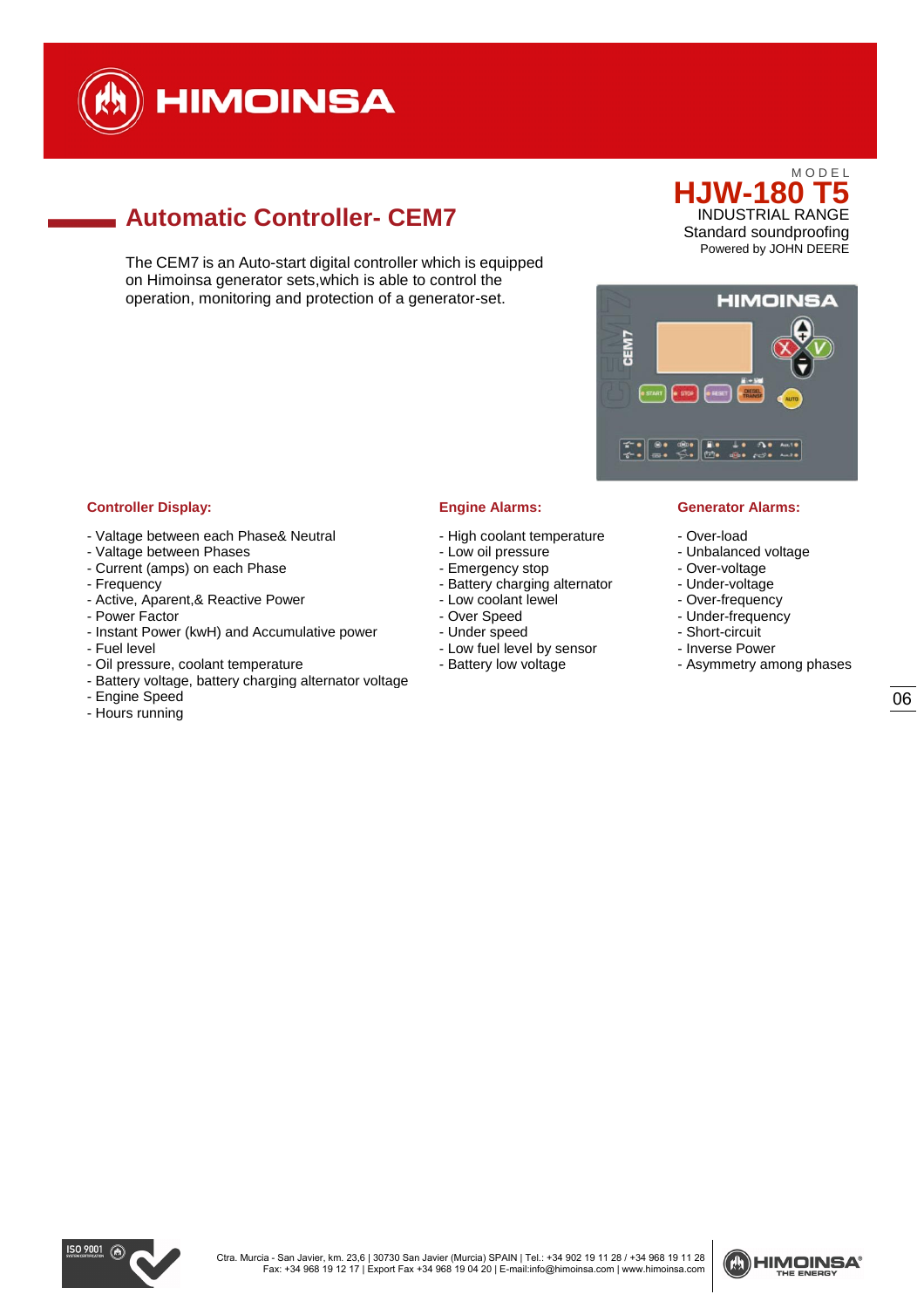MODEL

**HJW-180 T5**

INDUSTRIAL RANGE

Standard soundproofing

Powered by JOHN DEERE

## Automatic Controller- CEM7

The CEM7 is an Auto-start digital controller which is equipped on Himoinsa generator sets,which is able to control the operation, monitoring and protection of a generator-set.

### Controller Display:

- Valtage between each Phase& Neutral
- Valtage between Phases
- Current (amps) on each Phase
- Frequency
- Active, Aparent,& Reactive Power
- Power Factor
- Instant Power (kwH) and Accumulative power
- Fuel level
- Oil pressure, coolant temperature
- Battery voltage, battery charging alternator voltage
- Engine Speed
- Hours running

### Engine Alarms:

- High coolant temperature
- Low oil pressure
- Emergency stop
- Battery charging alternator
- Low coolant level
- Over Speed
- Under speed
- Low fuel level by sensor
- Battery low voltage

### Generator Alarms:

- Over-load
- Unbalanced voltage
- Over-voltage
- Under-voltage
- Over-frequency
- Under-frequency
- Short-circuit
- Inverse Power
- Asymmetry among phases

Ctra. Murcia - San Javier, km. 23,6 | 30730 San Javier (Murcia) SPAIN | Tel.: +34 902 19 11 28 / +34 968 19 11 28
Fax: +34 968 19 12 17 | Export Fax +34 968 19 04 20 | E-mail:info@himoinsa.com | www.himoinsa.com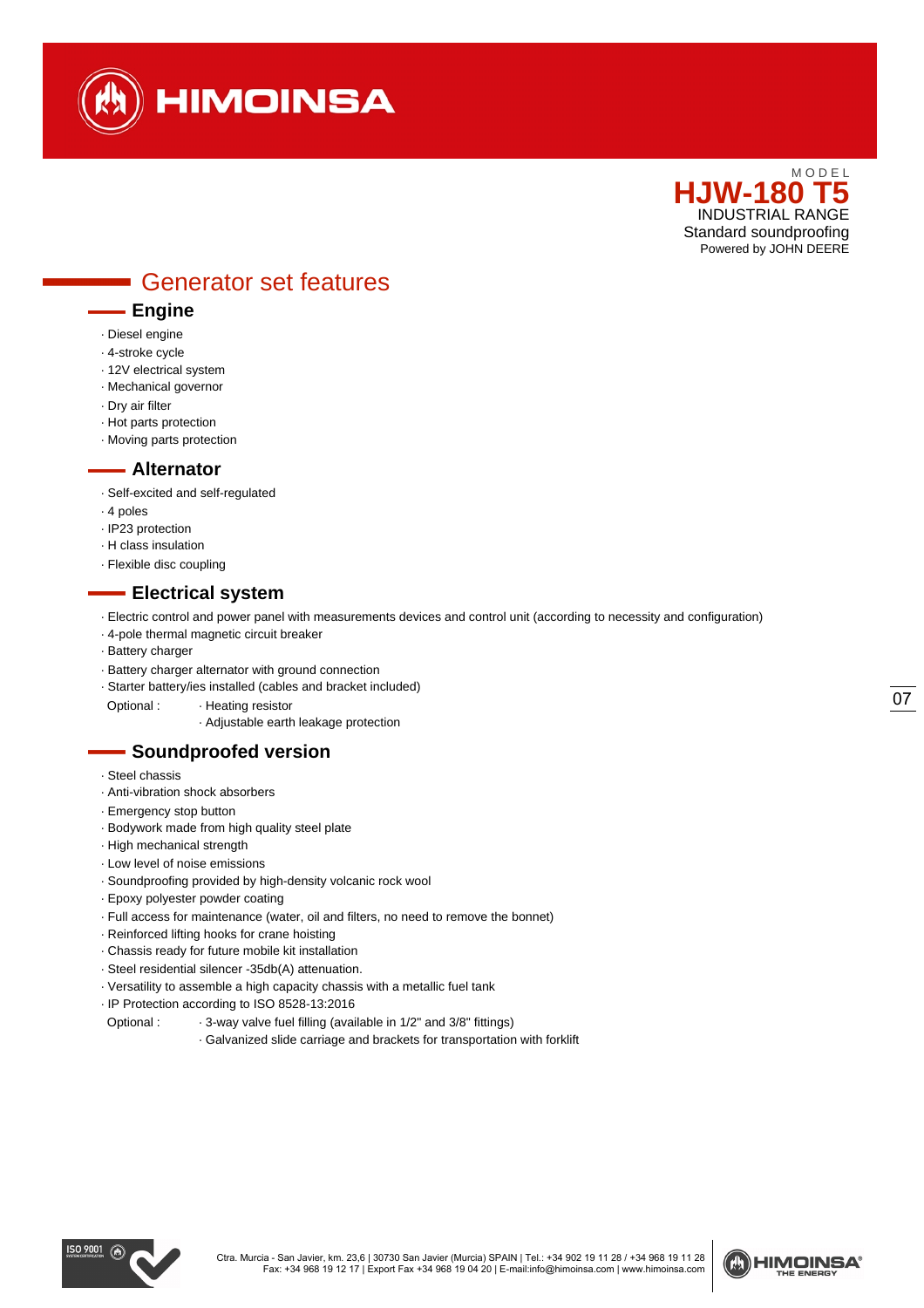MODEL
**HJW-180 T5**
INDUSTRIAL RANGE
Standard soundproofing
Powered by JOHN DEERE

# Generator set features

## Engine

· Diesel engine
· 4-stroke cycle
· 12V electrical system
· Mechanical governor
· Dry air filter
· Hot parts protection
· Moving parts protection

## Alternator

· Self-excited and self-regulated
· 4 poles
· IP23 protection
· H class insulation
· Flexible disc coupling

## Electrical system

· Electric control and power panel with measurements devices and control unit (according to necessity and configuration)
· 4-pole thermal magnetic circuit breaker
· Battery charger
· Battery charger alternator with ground connection
· Starter battery/ies installed (cables and bracket included)

Optional : · Heating resistor
· Adjustable earth leakage protection

## Soundproofed version

· Steel chassis
· Anti-vibration shock absorbers
· Emergency stop button
· Bodywork made from high quality steel plate
· High mechanical strength
· Low level of noise emissions
· Soundproofing provided by high-density volcanic rock wool
· Epoxy polyester powder coating
· Full access for maintenance (water, oil and filters, no need to remove the bonnet)
· Reinforced lifting hooks for crane hoisting
· Chassis ready for future mobile kit installation
· Steel residential silencer -35db(A) attenuation.
· Versatility to assemble a high capacity chassis with a metallic fuel tank
· IP Protection according to ISO 8528-13:2016

Optional : · 3-way valve fuel filling (available in 1/2" and 3/8" fittings)
· Galvanized slide carriage and brackets for transportation with forklift

Ctra. Murcia - San Javier, km. 23,6 | 30730 San Javier (Murcia) SPAIN | Tel.: +34 902 19 11 28 / +34 968 19 11 28
Fax: +34 968 19 12 17 | Export Fax +34 968 19 04 20 | E-mail:info@himoinsa.com | www.himoinsa.com